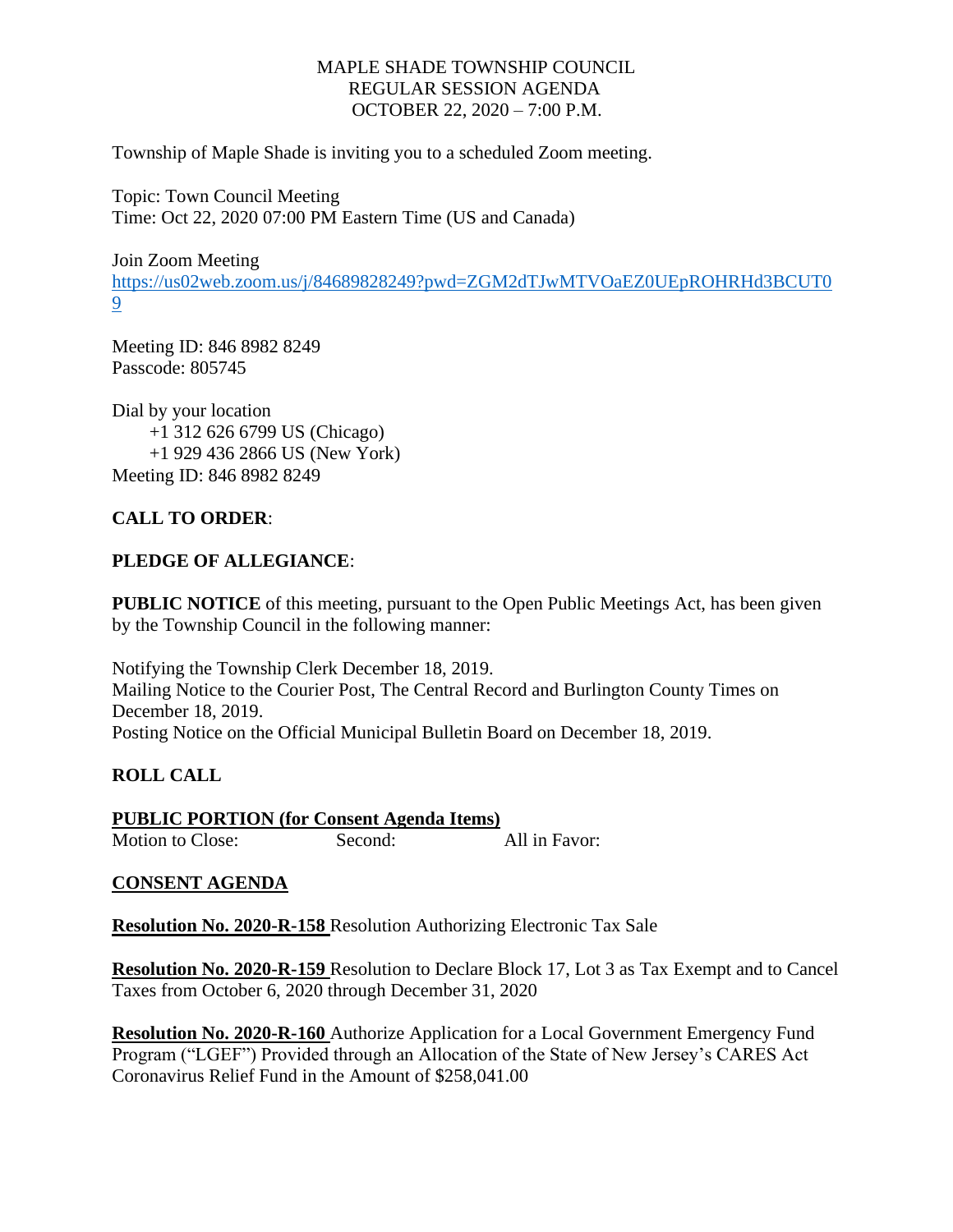MAPLE SHADE TOWNSHIP COUNCIL
REGULAR SESSION AGENDA
OCTOBER 22, 2020 – 7:00 P.M.

Township of Maple Shade is inviting you to a scheduled Zoom meeting.

Topic: Town Council Meeting
Time: Oct 22, 2020 07:00 PM Eastern Time (US and Canada)

Join Zoom Meeting
https://us02web.zoom.us/j/84689828249?pwd=ZGM2dTJwMTVOaEZ0UEpROHRHd3BCUT09

Meeting ID: 846 8982 8249
Passcode: 805745

Dial by your location
+1 312 626 6799 US (Chicago)
+1 929 436 2866 US (New York)
Meeting ID: 846 8982 8249

**CALL TO ORDER**:

**PLEDGE OF ALLEGIANCE**:

**PUBLIC NOTICE** of this meeting, pursuant to the Open Public Meetings Act, has been given by the Township Council in the following manner:

Notifying the Township Clerk December 18, 2019.
Mailing Notice to the Courier Post, The Central Record and Burlington County Times on December 18, 2019.
Posting Notice on the Official Municipal Bulletin Board on December 18, 2019.

**ROLL CALL**

**PUBLIC PORTION (for Consent Agenda Items)**
Motion to Close: Second: All in Favor:

**CONSENT AGENDA**

**Resolution No. 2020-R-158** Resolution Authorizing Electronic Tax Sale

**Resolution No. 2020-R-159** Resolution to Declare Block 17, Lot 3 as Tax Exempt and to Cancel Taxes from October 6, 2020 through December 31, 2020

**Resolution No. 2020-R-160** Authorize Application for a Local Government Emergency Fund Program ("LGEF") Provided through an Allocation of the State of New Jersey's CARES Act Coronavirus Relief Fund in the Amount of $258,041.00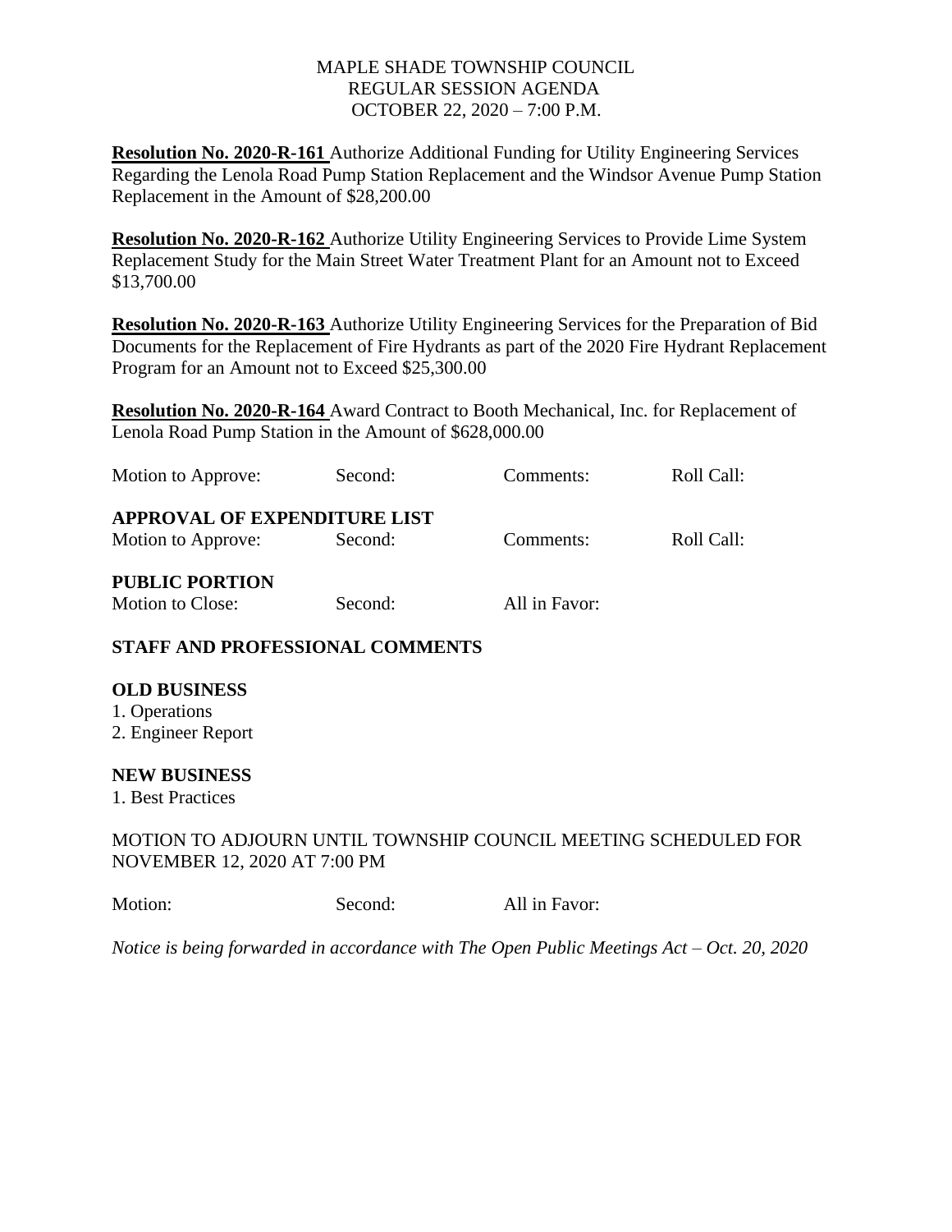MAPLE SHADE TOWNSHIP COUNCIL
REGULAR SESSION AGENDA
OCTOBER 22, 2020 – 7:00 P.M.

**Resolution No. 2020-R-161** Authorize Additional Funding for Utility Engineering Services Regarding the Lenola Road Pump Station Replacement and the Windsor Avenue Pump Station Replacement in the Amount of $28,200.00

**Resolution No. 2020-R-162** Authorize Utility Engineering Services to Provide Lime System Replacement Study for the Main Street Water Treatment Plant for an Amount not to Exceed $13,700.00

**Resolution No. 2020-R-163** Authorize Utility Engineering Services for the Preparation of Bid Documents for the Replacement of Fire Hydrants as part of the 2020 Fire Hydrant Replacement Program for an Amount not to Exceed $25,300.00

**Resolution No. 2020-R-164** Award Contract to Booth Mechanical, Inc. for Replacement of Lenola Road Pump Station in the Amount of $628,000.00

Motion to Approve: Second: Comments: Roll Call:

**APPROVAL OF EXPENDITURE LIST**

Motion to Approve: Second: Comments: Roll Call:

**PUBLIC PORTION**

Motion to Close: Second: All in Favor:

**STAFF AND PROFESSIONAL COMMENTS**

**OLD BUSINESS**

1. Operations
2. Engineer Report

**NEW BUSINESS**

1. Best Practices

MOTION TO ADJOURN UNTIL TOWNSHIP COUNCIL MEETING SCHEDULED FOR NOVEMBER 12, 2020 AT 7:00 PM

Motion: Second: All in Favor:

*Notice is being forwarded in accordance with The Open Public Meetings Act – Oct. 20, 2020*